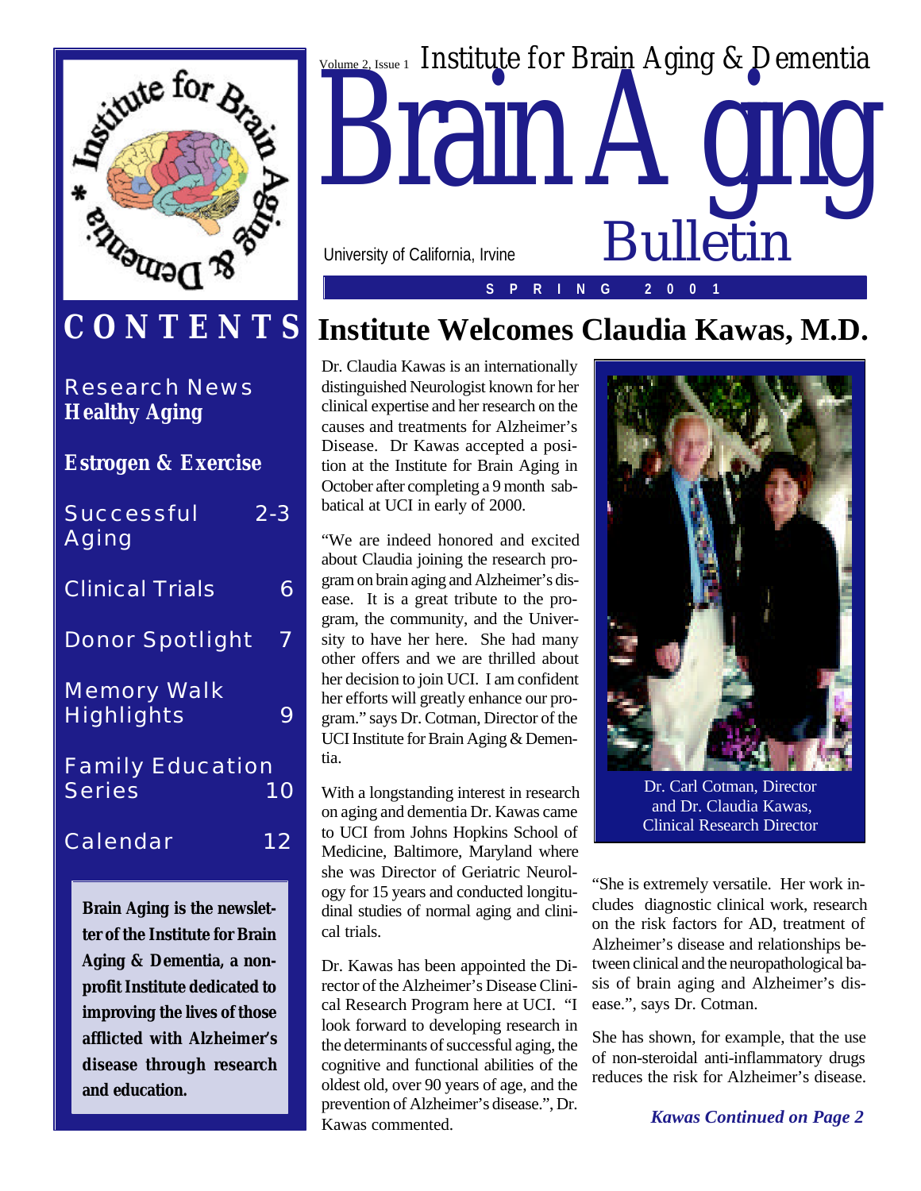Volume 2, Issue 1 Institute for Brain Aging & Dementia

# Brain Aging Bulletin

University of California, Irvine

SPRING 2001

## CONTENTS

Research News
**Healthy Aging**

**Estrogen & Exercise**

Successful Aging 2-3

Clinical Trials 6

Donor Spotlight 7

Memory Walk Highlights 9

Family Education Series 10

Calendar 12

**Brain Aging is the newsletter of the Institute for Brain Aging & Dementia, a non-profit Institute dedicated to improving the lives of those afflicted with Alzheimer's disease through research and education.**

# Institute Welcomes Claudia Kawas, M.D.

Dr. Claudia Kawas is an internationally distinguished Neurologist known for her clinical expertise and her research on the causes and treatments for Alzheimer's Disease. Dr Kawas accepted a position at the Institute for Brain Aging in October after completing a 9 month sabbatical at UCI in early of 2000.

"We are indeed honored and excited about Claudia joining the research program on brain aging and Alzheimer's disease. It is a great tribute to the program, the community, and the University to have her here. She had many other offers and we are thrilled about her decision to join UCI. I am confident her efforts will greatly enhance our program." says Dr. Cotman, Director of the UCI Institute for Brain Aging & Dementia.

With a longstanding interest in research on aging and dementia Dr. Kawas came to UCI from Johns Hopkins School of Medicine, Baltimore, Maryland where she was Director of Geriatric Neurology for 15 years and conducted longitudinal studies of normal aging and clinical trials.

Dr. Kawas has been appointed the Director of the Alzheimer's Disease Clinical Research Program here at UCI. "I look forward to developing research in the determinants of successful aging, the cognitive and functional abilities of the oldest old, over 90 years of age, and the prevention of Alzheimer's disease.", Dr. Kawas commented.

Dr. Carl Cotman, Director and Dr. Claudia Kawas, Clinical Research Director

"She is extremely versatile. Her work includes diagnostic clinical work, research on the risk factors for AD, treatment of Alzheimer's disease and relationships between clinical and the neuropathological basis of brain aging and Alzheimer's disease.", says Dr. Cotman.

She has shown, for example, that the use of non-steroidal anti-inflammatory drugs reduces the risk for Alzheimer's disease.

***Kawas Continued on Page 2***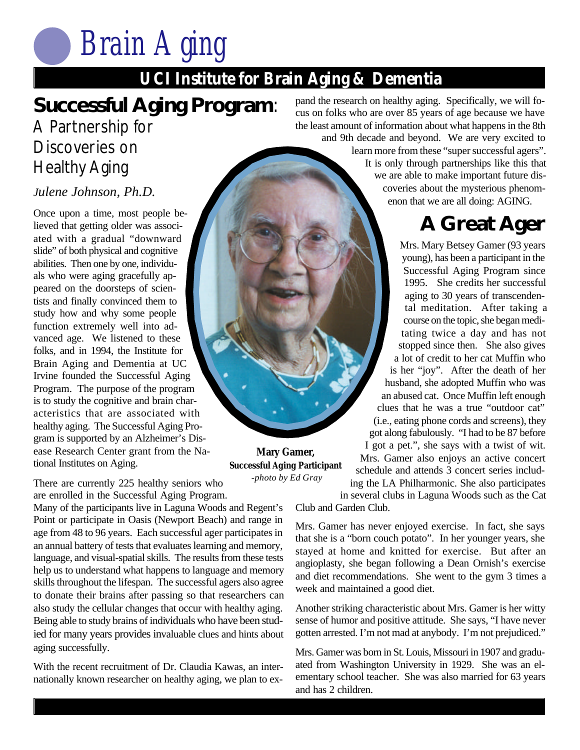# Brain Aging

## UCI Institute for Brain Aging & Dementia

## Successful Aging Program: A Partnership for Discoveries on Healthy Aging

*Julene Johnson, Ph.D.*

Once upon a time, most people believed that getting older was associated with a gradual "downward slide" of both physical and cognitive abilities. Then one by one, individuals who were aging gracefully appeared on the doorsteps of scientists and finally convinced them to study how and why some people function extremely well into advanced age. We listened to these folks, and in 1994, the Institute for Brain Aging and Dementia at UC Irvine founded the Successful Aging Program. The purpose of the program is to study the cognitive and brain characteristics that are associated with healthy aging. The Successful Aging Program is supported by an Alzheimer's Disease Research Center grant from the National Institutes on Aging.

There are currently 225 healthy seniors who are enrolled in the Successful Aging Program. Many of the participants live in Laguna Woods and Regent's Point or participate in Oasis (Newport Beach) and range in age from 48 to 96 years. Each successful ager participates in an annual battery of tests that evaluates learning and memory, language, and visual-spatial skills. The results from these tests help us to understand what happens to language and memory skills throughout the lifespan. The successful agers also agree to donate their brains after passing so that researchers can also study the cellular changes that occur with healthy aging. Being able to study brains of individuals who have been studied for many years provides invaluable clues and hints about aging successfully.

With the recent recruitment of Dr. Claudia Kawas, an internationally known researcher on healthy aging, we plan to expand the research on healthy aging. Specifically, we will focus on folks who are over 85 years of age because we have the least amount of information about what happens in the 8th and 9th decade and beyond. We are very excited to learn more from these "super successful agers". It is only through partnerships like this that we are able to make important future discoveries about the mysterious phenomenon that we are all doing: AGING.

**Mary Gamer, Successful Aging Participant**
*-photo by Ed Gray*

## A Great Ager

Mrs. Mary Betsey Gamer (93 years young), has been a participant in the Successful Aging Program since 1995. She credits her successful aging to 30 years of transcendental meditation. After taking a course on the topic, she began meditating twice a day and has not stopped since then. She also gives a lot of credit to her cat Muffin who is her "joy". After the death of her husband, she adopted Muffin who was an abused cat. Once Muffin left enough clues that he was a true "outdoor cat" (i.e., eating phone cords and screens), they got along fabulously. "I had to be 87 before I got a pet.", she says with a twist of wit. Mrs. Gamer also enjoys an active concert schedule and attends 3 concert series including the LA Philharmonic. She also participates in several clubs in Laguna Woods such as the Cat Club and Garden Club.

Mrs. Gamer has never enjoyed exercise. In fact, she says that she is a "born couch potato". In her younger years, she stayed at home and knitted for exercise. But after an angioplasty, she began following a Dean Ornish's exercise and diet recommendations. She went to the gym 3 times a week and maintained a good diet.

Another striking characteristic about Mrs. Gamer is her witty sense of humor and positive attitude. She says, "I have never gotten arrested. I'm not mad at anybody. I'm not prejudiced."

Mrs. Gamer was born in St. Louis, Missouri in 1907 and graduated from Washington University in 1929. She was an elementary school teacher. She was also married for 63 years and has 2 children.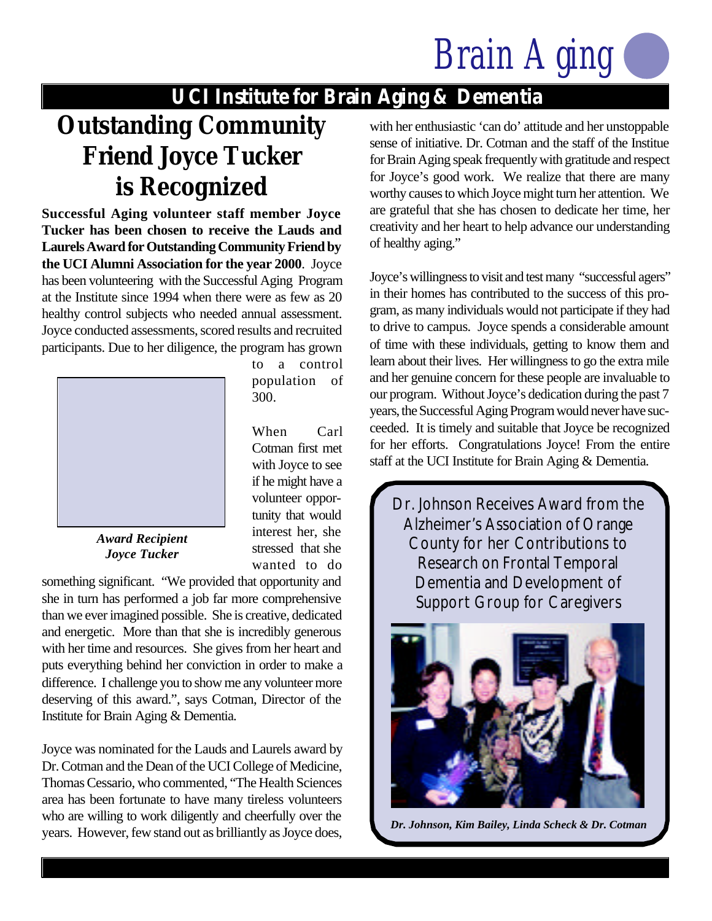# UCI Institute for Brain Aging & Dementia

## Outstanding Community Friend Joyce Tucker is Recognized

**Successful Aging volunteer staff member Joyce Tucker has been chosen to receive the Lauds and Laurels Award for Outstanding Community Friend by the UCI Alumni Association for the year 2000**. Joyce has been volunteering with the Successful Aging Program at the Institute since 1994 when there were as few as 20 healthy control subjects who needed annual assessment. Joyce conducted assessments, scored results and recruited participants. Due to her diligence, the program has grown to a control population of 300.

*Award Recipient Joyce Tucker*

When Carl Cotman first met with Joyce to see if he might have a volunteer opportunity that would interest her, she stressed that she wanted to do something significant. "We provided that opportunity and she in turn has performed a job far more comprehensive than we ever imagined possible. She is creative, dedicated and energetic. More than that she is incredibly generous with her time and resources. She gives from her heart and puts everything behind her conviction in order to make a difference. I challenge you to show me any volunteer more deserving of this award.", says Cotman, Director of the Institute for Brain Aging & Dementia.

Joyce was nominated for the Lauds and Laurels award by Dr. Cotman and the Dean of the UCI College of Medicine, Thomas Cessario, who commented, "The Health Sciences area has been fortunate to have many tireless volunteers who are willing to work diligently and cheerfully over the years. However, few stand out as brilliantly as Joyce does, with her enthusiastic 'can do' attitude and her unstoppable sense of initiative. Dr. Cotman and the staff of the Institute for Brain Aging speak frequently with gratitude and respect for Joyce's good work. We realize that there are many worthy causes to which Joyce might turn her attention. We are grateful that she has chosen to dedicate her time, her creativity and her heart to help advance our understanding of healthy aging."

Joyce's willingness to visit and test many "successful agers" in their homes has contributed to the success of this program, as many individuals would not participate if they had to drive to campus. Joyce spends a considerable amount of time with these individuals, getting to know them and learn about their lives. Her willingness to go the extra mile and her genuine concern for these people are invaluable to our program. Without Joyce's dedication during the past 7 years, the Successful Aging Program would never have succeeded. It is timely and suitable that Joyce be recognized for her efforts. Congratulations Joyce! From the entire staff at the UCI Institute for Brain Aging & Dementia.

### Dr. Johnson Receives Award from the Alzheimer's Association of Orange County for her Contributions to Research on Frontal Temporal Dementia and Development of Support Group for Caregivers

*Dr. Johnson, Kim Bailey, Linda Scheck & Dr. Cotman*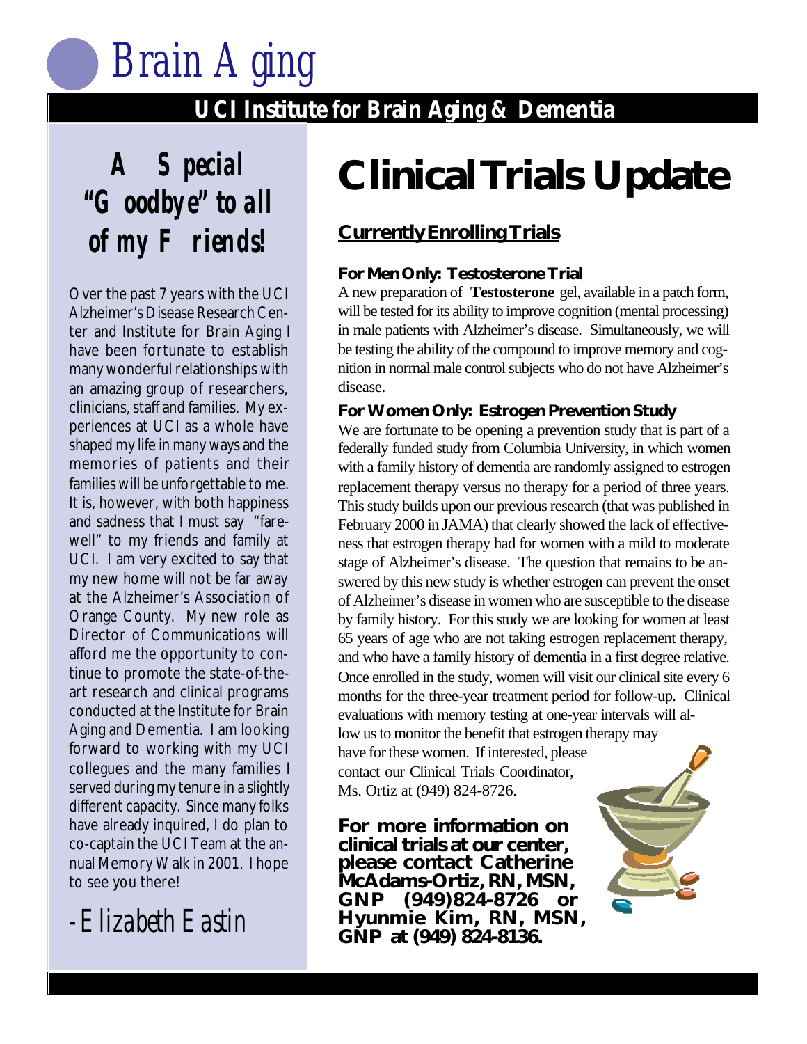# Brain Aging

## UCI Institute for Brain Aging & Dementia

## A Special "Goodbye" to all of my Friends!

Over the past 7 years with the UCI Alzheimer's Disease Research Center and Institute for Brain Aging I have been fortunate to establish many wonderful relationships with an amazing group of researchers, clinicians, staff and families. My experiences at UCI as a whole have shaped my life in many ways and the memories of patients and their families will be unforgettable to me. It is, however, with both happiness and sadness that I must say "farewell" to my friends and family at UCI. I am very excited to say that my new home will not be far away at the Alzheimer's Association of Orange County. My new role as Director of Communications will afford me the opportunity to continue to promote the state-of-the-art research and clinical programs conducted at the Institute for Brain Aging and Dementia. I am looking forward to working with my UCI collegues and the many families I served during my tenure in a slightly different capacity. Since many folks have already inquired, I do plan to co-captain the UCI Team at the annual Memory Walk in 2001. I hope to see you there!

*-Elizabeth Eastin*

# Clinical Trials Update

## Currently Enrolling Trials

### For Men Only: Testosterone Trial

A new preparation of **Testosterone** gel, available in a patch form, will be tested for its ability to improve cognition (mental processing) in male patients with Alzheimer's disease. Simultaneously, we will be testing the ability of the compound to improve memory and cognition in normal male control subjects who do not have Alzheimer's disease.

### For Women Only: Estrogen Prevention Study

We are fortunate to be opening a prevention study that is part of a federally funded study from Columbia University, in which women with a family history of dementia are randomly assigned to estrogen replacement therapy versus no therapy for a period of three years. This study builds upon our previous research (that was published in February 2000 in JAMA) that clearly showed the lack of effectiveness that estrogen therapy had for women with a mild to moderate stage of Alzheimer's disease. The question that remains to be answered by this new study is whether estrogen can prevent the onset of Alzheimer's disease in women who are susceptible to the disease by family history. For this study we are looking for women at least 65 years of age who are not taking estrogen replacement therapy, and who have a family history of dementia in a first degree relative. Once enrolled in the study, women will visit our clinical site every 6 months for the three-year treatment period for follow-up. Clinical evaluations with memory testing at one-year intervals will allow us to monitor the benefit that estrogen therapy may have for these women. If interested, please contact our Clinical Trials Coordinator, Ms. Ortiz at (949) 824-8726.

**For more information on clinical trials at our center, please contact Catherine McAdams-Ortiz, RN, MSN, GNP (949)824-8726 or Hyunmie Kim, RN, MSN, GNP at (949) 824-8136.**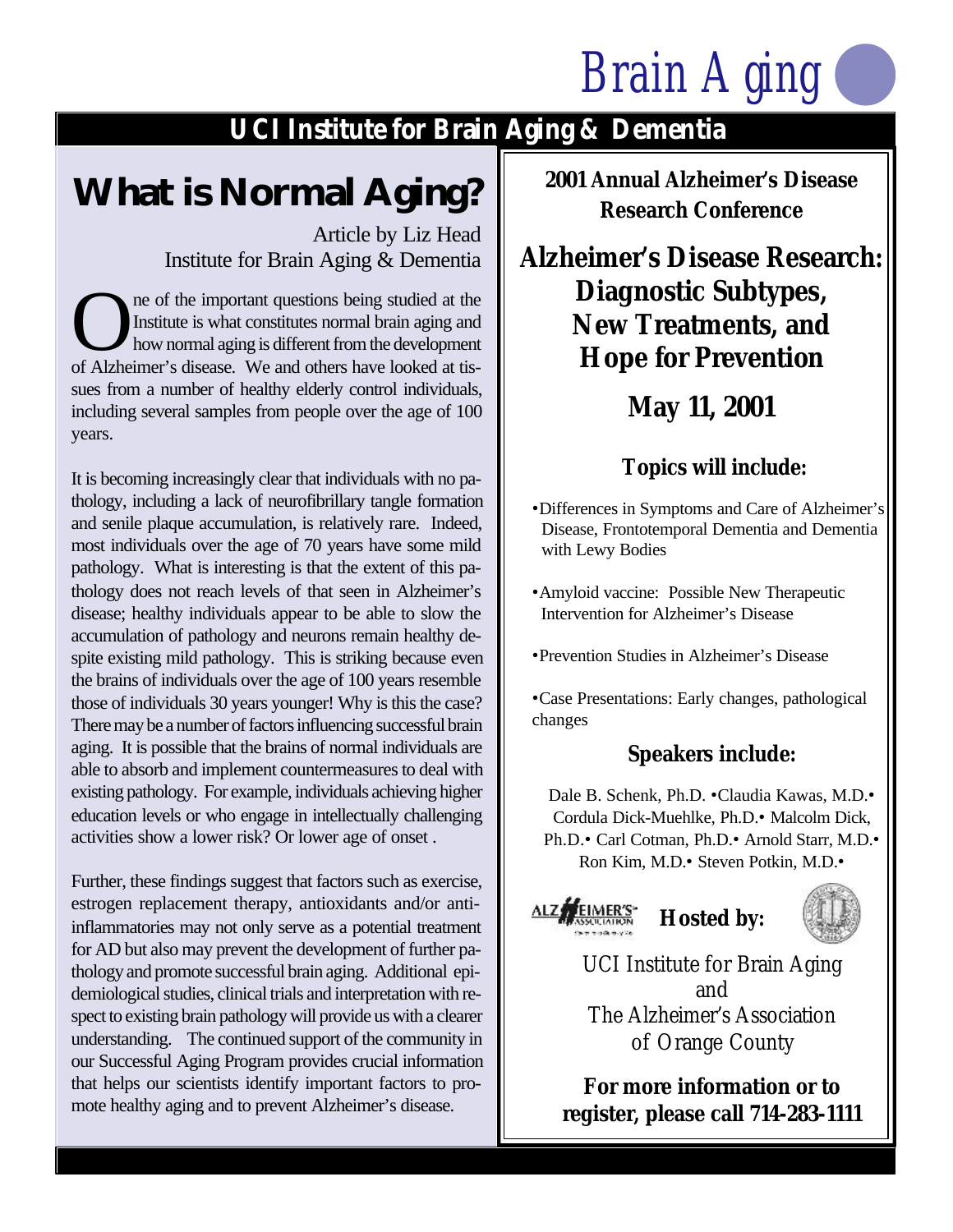# Brain Aging

## UCI Institute for Brain Aging & Dementia

# What is Normal Aging?

Article by Liz Head
Institute for Brain Aging & Dementia

One of the important questions being studied at the Institute is what constitutes normal brain aging and how normal aging is different from the development of Alzheimer's disease. We and others have looked at tissues from a number of healthy elderly control individuals, including several samples from people over the age of 100 years.

It is becoming increasingly clear that individuals with no pathology, including a lack of neurofibrillary tangle formation and senile plaque accumulation, is relatively rare. Indeed, most individuals over the age of 70 years have some mild pathology. What is interesting is that the extent of this pathology does not reach levels of that seen in Alzheimer's disease; healthy individuals appear to be able to slow the accumulation of pathology and neurons remain healthy despite existing mild pathology. This is striking because even the brains of individuals over the age of 100 years resemble those of individuals 30 years younger! Why is this the case? There may be a number of factors influencing successful brain aging. It is possible that the brains of normal individuals are able to absorb and implement countermeasures to deal with existing pathology. For example, individuals achieving higher education levels or who engage in intellectually challenging activities show a lower risk? Or lower age of onset .

Further, these findings suggest that factors such as exercise, estrogen replacement therapy, antioxidants and/or anti-inflammatories may not only serve as a potential treatment for AD but also may prevent the development of further pathology and promote successful brain aging. Additional epidemiological studies, clinical trials and interpretation with respect to existing brain pathology will provide us with a clearer understanding. The continued support of the community in our Successful Aging Program provides crucial information that helps our scientists identify important factors to promote healthy aging and to prevent Alzheimer's disease.

---

**2001 Annual Alzheimer's Disease Research Conference**

## Alzheimer's Disease Research: Diagnostic Subtypes, New Treatments, and Hope for Prevention

### May 11, 2001

### Topics will include:

- Differences in Symptoms and Care of Alzheimer's Disease, Frontotemporal Dementia and Dementia with Lewy Bodies
- Amyloid vaccine: Possible New Therapeutic Intervention for Alzheimer's Disease
- Prevention Studies in Alzheimer's Disease
- Case Presentations: Early changes, pathological changes

### Speakers include:

Dale B. Schenk, Ph.D. • Claudia Kawas, M.D. • Cordula Dick-Muehlke, Ph.D. • Malcolm Dick, Ph.D. • Carl Cotman, Ph.D. • Arnold Starr, M.D. • Ron Kim, M.D. • Steven Potkin, M.D. •

**Hosted by:**

UCI Institute for Brain Aging
and
The Alzheimer's Association
of Orange County

**For more information or to register, please call 714-283-1111**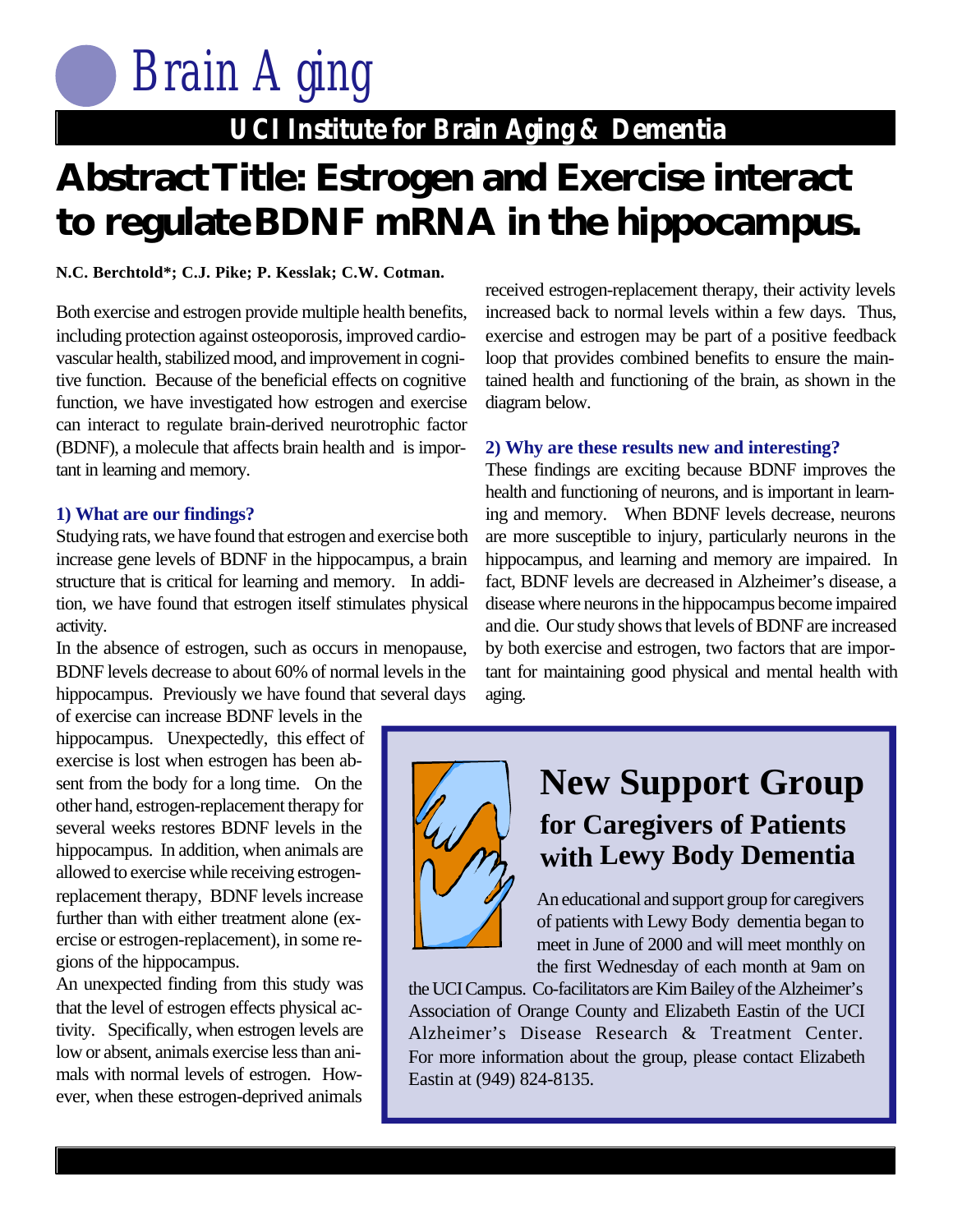# Brain Aging

## UCI Institute for Brain Aging & Dementia

# Abstract Title: Estrogen and Exercise interact to regulate BDNF mRNA in the hippocampus.

**N.C. Berchtold\*; C.J. Pike; P. Kesslak; C.W. Cotman.**

Both exercise and estrogen provide multiple health benefits, including protection against osteoporosis, improved cardiovascular health, stabilized mood, and improvement in cognitive function. Because of the beneficial effects on cognitive function, we have investigated how estrogen and exercise can interact to regulate brain-derived neurotrophic factor (BDNF), a molecule that affects brain health and is important in learning and memory.

### 1) What are our findings?

Studying rats, we have found that estrogen and exercise both increase gene levels of BDNF in the hippocampus, a brain structure that is critical for learning and memory. In addition, we have found that estrogen itself stimulates physical activity.

In the absence of estrogen, such as occurs in menopause, BDNF levels decrease to about 60% of normal levels in the hippocampus. Previously we have found that several days of exercise can increase BDNF levels in the hippocampus. Unexpectedly, this effect of exercise is lost when estrogen has been absent from the body for a long time. On the other hand, estrogen-replacement therapy for several weeks restores BDNF levels in the hippocampus. In addition, when animals are allowed to exercise while receiving estrogen-replacement therapy, BDNF levels increase further than with either treatment alone (exercise or estrogen-replacement), in some regions of the hippocampus.

An unexpected finding from this study was that the level of estrogen effects physical activity. Specifically, when estrogen levels are low or absent, animals exercise less than animals with normal levels of estrogen. However, when these estrogen-deprived animals received estrogen-replacement therapy, their activity levels increased back to normal levels within a few days. Thus, exercise and estrogen may be part of a positive feedback loop that provides combined benefits to ensure the maintained health and functioning of the brain, as shown in the diagram below.

### 2) Why are these results new and interesting?

These findings are exciting because BDNF improves the health and functioning of neurons, and is important in learning and memory. When BDNF levels decrease, neurons are more susceptible to injury, particularly neurons in the hippocampus, and learning and memory are impaired. In fact, BDNF levels are decreased in Alzheimer's disease, a disease where neurons in the hippocampus become impaired and die. Our study shows that levels of BDNF are increased by both exercise and estrogen, two factors that are important for maintaining good physical and mental health with aging.

## New Support Group for Caregivers of Patients with Lewy Body Dementia

An educational and support group for caregivers of patients with Lewy Body dementia began to meet in June of 2000 and will meet monthly on the first Wednesday of each month at 9am on the UCI Campus. Co-facilitators are Kim Bailey of the Alzheimer's Association of Orange County and Elizabeth Eastin of the UCI Alzheimer's Disease Research & Treatment Center. For more information about the group, please contact Elizabeth Eastin at (949) 824-8135.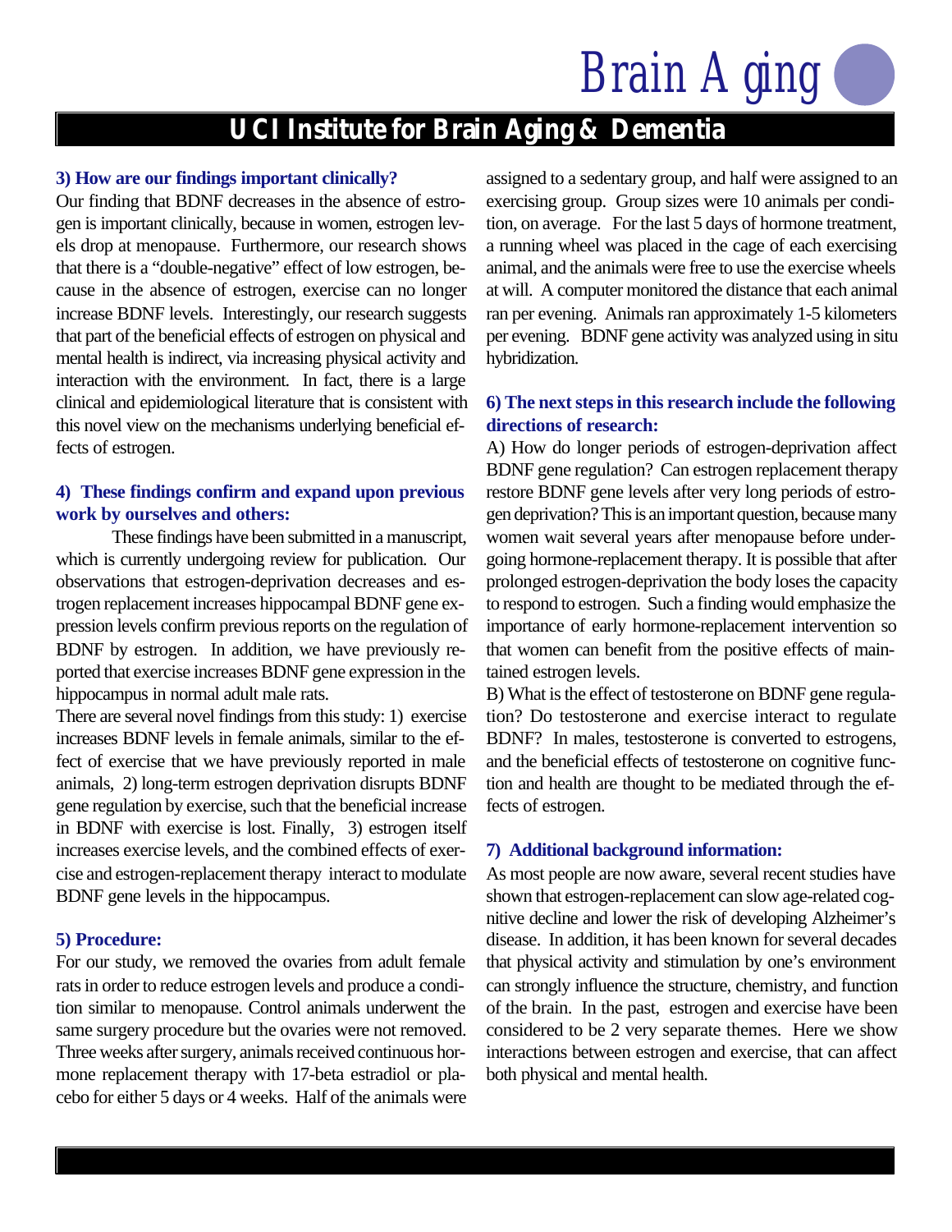### 3) How are our findings important clinically?

Our finding that BDNF decreases in the absence of estrogen is important clinically, because in women, estrogen levels drop at menopause. Furthermore, our research shows that there is a "double-negative" effect of low estrogen, because in the absence of estrogen, exercise can no longer increase BDNF levels. Interestingly, our research suggests that part of the beneficial effects of estrogen on physical and mental health is indirect, via increasing physical activity and interaction with the environment. In fact, there is a large clinical and epidemiological literature that is consistent with this novel view on the mechanisms underlying beneficial effects of estrogen.

### 4) These findings confirm and expand upon previous work by ourselves and others:

These findings have been submitted in a manuscript, which is currently undergoing review for publication. Our observations that estrogen-deprivation decreases and estrogen replacement increases hippocampal BDNF gene expression levels confirm previous reports on the regulation of BDNF by estrogen. In addition, we have previously reported that exercise increases BDNF gene expression in the hippocampus in normal adult male rats.

There are several novel findings from this study: 1) exercise increases BDNF levels in female animals, similar to the effect of exercise that we have previously reported in male animals, 2) long-term estrogen deprivation disrupts BDNF gene regulation by exercise, such that the beneficial increase in BDNF with exercise is lost. Finally, 3) estrogen itself increases exercise levels, and the combined effects of exercise and estrogen-replacement therapy interact to modulate BDNF gene levels in the hippocampus.

### 5) Procedure:

For our study, we removed the ovaries from adult female rats in order to reduce estrogen levels and produce a condition similar to menopause. Control animals underwent the same surgery procedure but the ovaries were not removed. Three weeks after surgery, animals received continuous hormone replacement therapy with 17-beta estradiol or placebo for either 5 days or 4 weeks. Half of the animals were assigned to a sedentary group, and half were assigned to an exercising group. Group sizes were 10 animals per condition, on average. For the last 5 days of hormone treatment, a running wheel was placed in the cage of each exercising animal, and the animals were free to use the exercise wheels at will. A computer monitored the distance that each animal ran per evening. Animals ran approximately 1-5 kilometers per evening. BDNF gene activity was analyzed using in situ hybridization.

### 6) The next steps in this research include the following directions of research:

A) How do longer periods of estrogen-deprivation affect BDNF gene regulation? Can estrogen replacement therapy restore BDNF gene levels after very long periods of estrogen deprivation? This is an important question, because many women wait several years after menopause before undergoing hormone-replacement therapy. It is possible that after prolonged estrogen-deprivation the body loses the capacity to respond to estrogen. Such a finding would emphasize the importance of early hormone-replacement intervention so that women can benefit from the positive effects of maintained estrogen levels.

B) What is the effect of testosterone on BDNF gene regulation? Do testosterone and exercise interact to regulate BDNF? In males, testosterone is converted to estrogens, and the beneficial effects of testosterone on cognitive function and health are thought to be mediated through the effects of estrogen.

### 7) Additional background information:

As most people are now aware, several recent studies have shown that estrogen-replacement can slow age-related cognitive decline and lower the risk of developing Alzheimer's disease. In addition, it has been known for several decades that physical activity and stimulation by one's environment can strongly influence the structure, chemistry, and function of the brain. In the past, estrogen and exercise have been considered to be 2 very separate themes. Here we show interactions between estrogen and exercise, that can affect both physical and mental health.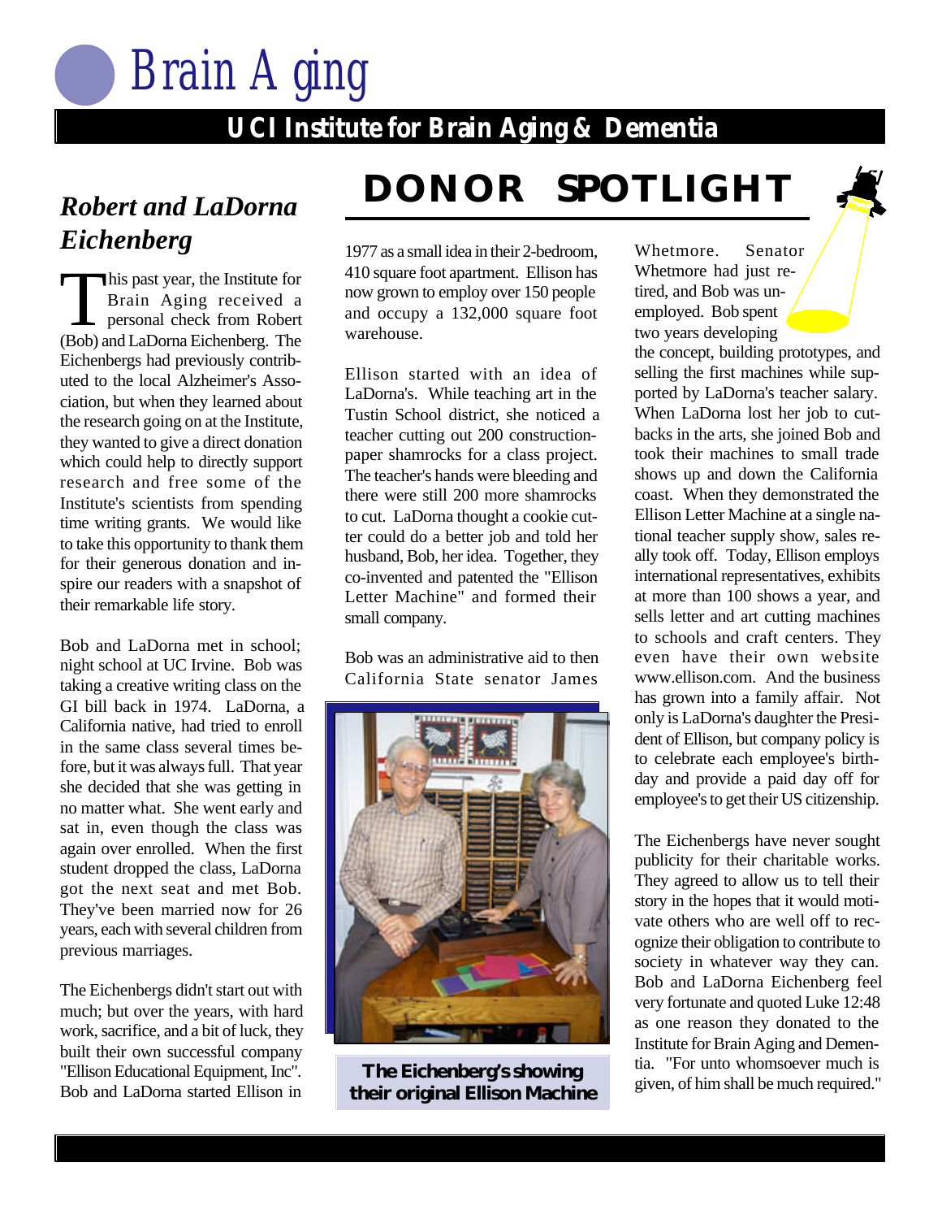# Brain Aging

## UCI Institute for Brain Aging & Dementia

# DONOR SPOTLIGHT

## *Robert and LaDorna Eichenberg*

This past year, the Institute for Brain Aging received a personal check from Robert (Bob) and LaDorna Eichenberg. The Eichenbergs had previously contributed to the local Alzheimer's Association, but when they learned about the research going on at the Institute, they wanted to give a direct donation which could help to directly support research and free some of the Institute's scientists from spending time writing grants. We would like to take this opportunity to thank them for their generous donation and inspire our readers with a snapshot of their remarkable life story.

Bob and LaDorna met in school; night school at UC Irvine. Bob was taking a creative writing class on the GI bill back in 1974. LaDorna, a California native, had tried to enroll in the same class several times before, but it was always full. That year she decided that she was getting in no matter what. She went early and sat in, even though the class was again over enrolled. When the first student dropped the class, LaDorna got the next seat and met Bob. They've been married now for 26 years, each with several children from previous marriages.

The Eichenbergs didn't start out with much; but over the years, with hard work, sacrifice, and a bit of luck, they built their own successful company "Ellison Educational Equipment, Inc". Bob and LaDorna started Ellison in 1977 as a small idea in their 2-bedroom, 410 square foot apartment. Ellison has now grown to employ over 150 people and occupy a 132,000 square foot warehouse.

Ellison started with an idea of LaDorna's. While teaching art in the Tustin School district, she noticed a teacher cutting out 200 construction-paper shamrocks for a class project. The teacher's hands were bleeding and there were still 200 more shamrocks to cut. LaDorna thought a cookie cutter could do a better job and told her husband, Bob, her idea. Together, they co-invented and patented the "Ellison Letter Machine" and formed their small company.

Bob was an administrative aid to then California State senator James Whetmore. Senator Whetmore had just retired, and Bob was unemployed. Bob spent two years developing the concept, building prototypes, and selling the first machines while supported by LaDorna's teacher salary. When LaDorna lost her job to cutbacks in the arts, she joined Bob and took their machines to small trade shows up and down the California coast. When they demonstrated the Ellison Letter Machine at a single national teacher supply show, sales really took off. Today, Ellison employs international representatives, exhibits at more than 100 shows a year, and sells letter and art cutting machines to schools and craft centers. They even have their own website www.ellison.com. And the business has grown into a family affair. Not only is LaDorna's daughter the President of Ellison, but company policy is to celebrate each employee's birthday and provide a paid day off for employee's to get their US citizenship.

**The Eichenberg's showing their original Ellison Machine**

The Eichenbergs have never sought publicity for their charitable works. They agreed to allow us to tell their story in the hopes that it would motivate others who are well off to recognize their obligation to contribute to society in whatever way they can. Bob and LaDorna Eichenberg feel very fortunate and quoted Luke 12:48 as one reason they donated to the Institute for Brain Aging and Dementia. "For unto whomsoever much is given, of him shall be much required."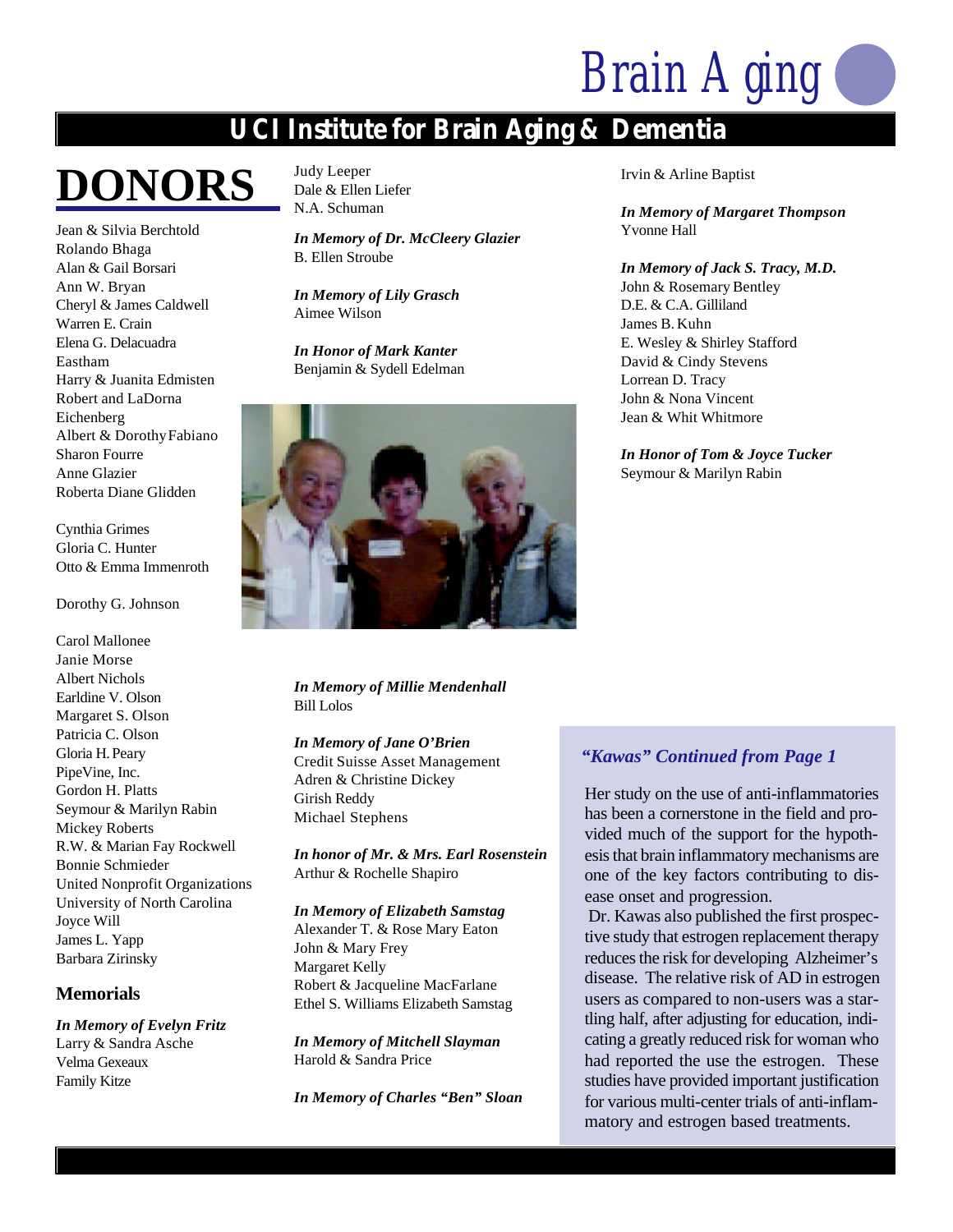# DONORS

Jean & Silvia Berchtold
Rolando Bhaga
Alan & Gail Borsari
Ann W. Bryan
Cheryl & James Caldwell
Warren E. Crain
Elena G. Delacuadra
Eastham
Harry & Juanita Edmisten
Robert and LaDorna Eichenberg
Albert & Dorothy Fabiano
Sharon Fourre
Anne Glazier
Roberta Diane Glidden

Cynthia Grimes
Gloria C. Hunter
Otto & Emma Immenroth

Dorothy G. Johnson

Carol Mallonee
Janie Morse
Albert Nichols
Earldine V. Olson
Margaret S. Olson
Patricia C. Olson
Gloria H. Peary
PipeVine, Inc.
Gordon H. Platts
Seymour & Marilyn Rabin
Mickey Roberts
R.W. & Marian Fay Rockwell
Bonnie Schmieder
United Nonprofit Organizations
University of North Carolina
Joyce Will
James L. Yapp
Barbara Zirinsky

## Memorials

***In Memory of Evelyn Fritz***
Larry & Sandra Asche
Velma Gexeaux
Family Kitze

Judy Leeper
Dale & Ellen Liefer
N.A. Schuman

***In Memory of Dr. McCleery Glazier***
B. Ellen Stroube

***In Memory of Lily Grasch***
Aimee Wilson

***In Honor of Mark Kanter***
Benjamin & Sydell Edelman

***In Memory of Millie Mendenhall***
Bill Lolos

***In Memory of Jane O'Brien***
Credit Suisse Asset Management
Adren & Christine Dickey
Girish Reddy
Michael Stephens

***In honor of Mr. & Mrs. Earl Rosenstein***
Arthur & Rochelle Shapiro

***In Memory of Elizabeth Samstag***
Alexander T. & Rose Mary Eaton
John & Mary Frey
Margaret Kelly
Robert & Jacqueline MacFarlane
Ethel S. Williams Elizabeth Samstag

***In Memory of Mitchell Slayman***
Harold & Sandra Price

***In Memory of Charles "Ben" Sloan***
Irvin & Arline Baptist

***In Memory of Margaret Thompson***
Yvonne Hall

***In Memory of Jack S. Tracy, M.D.***
John & Rosemary Bentley
D.E. & C.A. Gilliland
James B. Kuhn
E. Wesley & Shirley Stafford
David & Cindy Stevens
Lorrean D. Tracy
John & Nona Vincent
Jean & Whit Whitmore

***In Honor of Tom & Joyce Tucker***
Seymour & Marilyn Rabin

### *"Kawas" Continued from Page 1*

Her study on the use of anti-inflammatories has been a cornerstone in the field and provided much of the support for the hypothesis that brain inflammatory mechanisms are one of the key factors contributing to disease onset and progression.

Dr. Kawas also published the first prospective study that estrogen replacement therapy reduces the risk for developing Alzheimer's disease. The relative risk of AD in estrogen users as compared to non-users was a startling half, after adjusting for education, indicating a greatly reduced risk for woman who had reported the use the estrogen. These studies have provided important justification for various multi-center trials of anti-inflammatory and estrogen based treatments.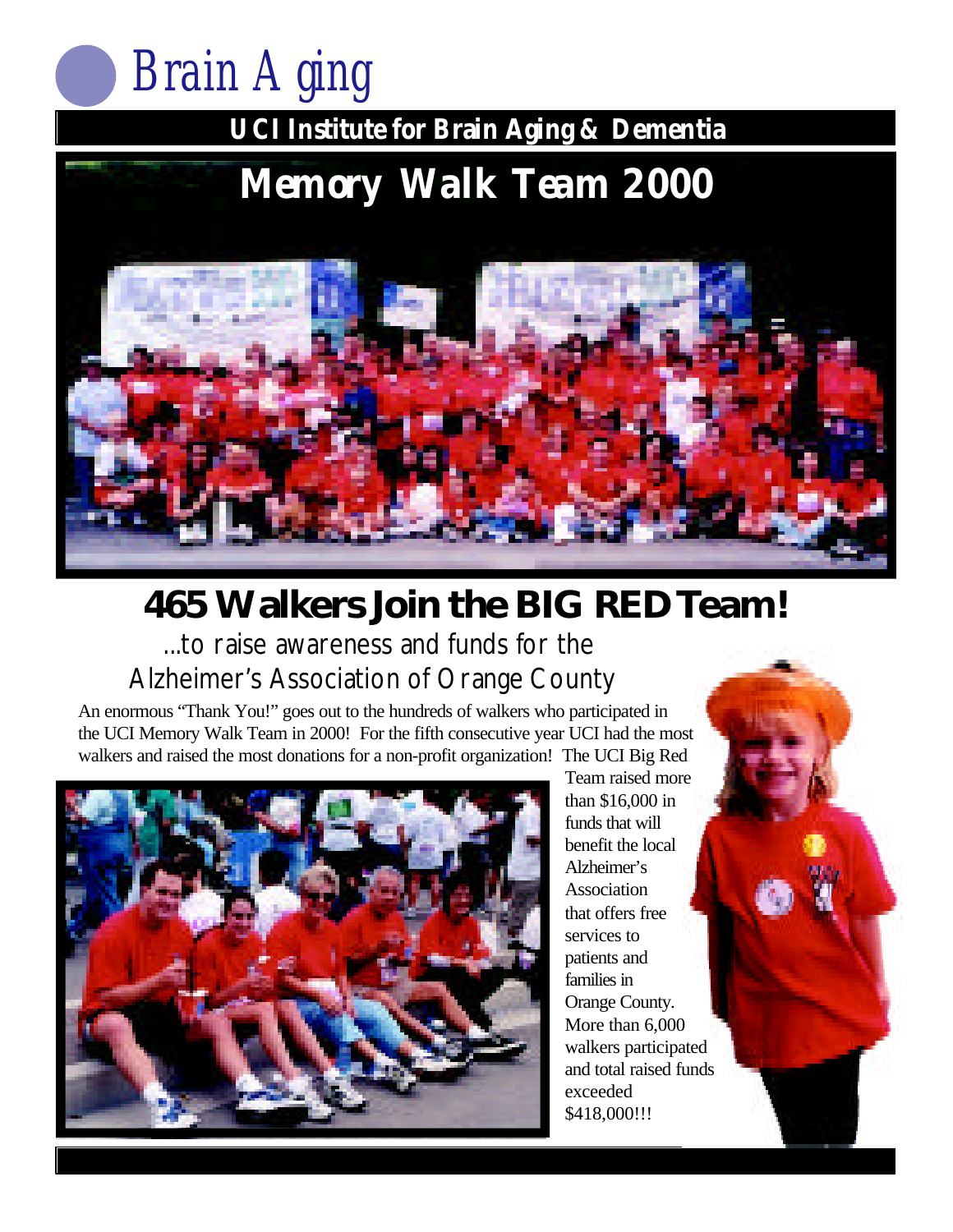# Brain Aging

## UCI Institute for Brain Aging & Dementia

## Memory Walk Team 2000

## 465 Walkers Join the BIG RED Team!

...to raise awareness and funds for the Alzheimer's Association of Orange County

An enormous "Thank You!" goes out to the hundreds of walkers who participated in the UCI Memory Walk Team in 2000! For the fifth consecutive year UCI had the most walkers and raised the most donations for a non-profit organization! The UCI Big Red Team raised more than $16,000 in funds that will benefit the local Alzheimer's Association that offers free services to patients and families in Orange County. More than 6,000 walkers participated and total raised funds exceeded $418,000!!!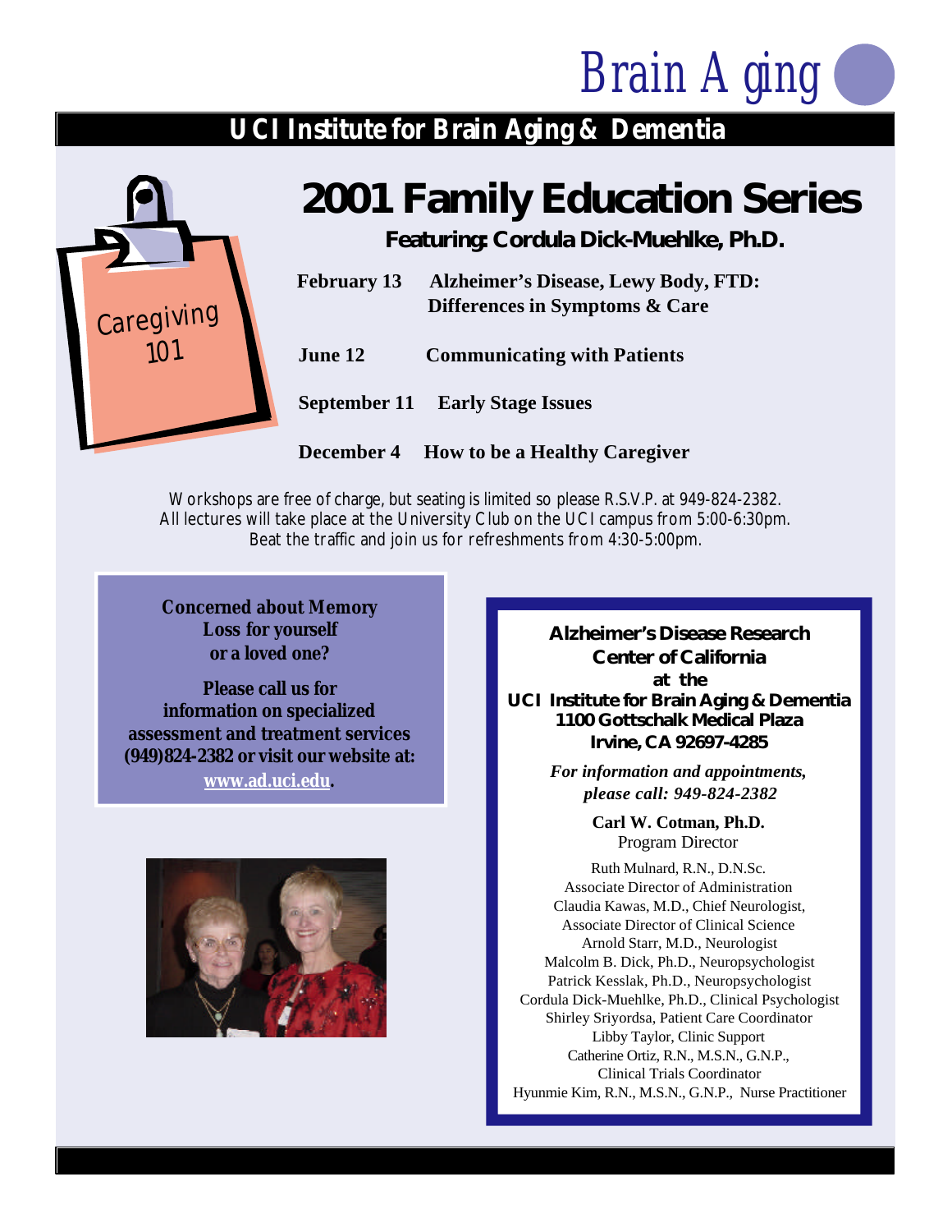# Brain Aging

## UCI Institute for Brain Aging & Dementia

Caregiving 101

# 2001 Family Education Series

**Featuring: Cordula Dick-Muehlke, Ph.D.**

**February 13** **Alzheimer's Disease, Lewy Body, FTD: Differences in Symptoms & Care**

**June 12** **Communicating with Patients**

**September 11** **Early Stage Issues**

**December 4** **How to be a Healthy Caregiver**

Workshops are free of charge, but seating is limited so please R.S.V.P. at 949-824-2382.
All lectures will take place at the University Club on the UCI campus from 5:00-6:30pm.
Beat the traffic and join us for refreshments from 4:30-5:00pm.

**Concerned about Memory Loss for yourself or a loved one?**

**Please call us for information on specialized assessment and treatment services (949)824-2382 or visit our website at: www.ad.uci.edu.**

**Alzheimer's Disease Research Center of California at the UCI Institute for Brain Aging & Dementia**
**1100 Gottschalk Medical Plaza**
**Irvine, CA 92697-4285**

***For information and appointments, please call: 949-824-2382***

**Carl W. Cotman, Ph.D.**
Program Director

Ruth Mulnard, R.N., D.N.Sc.
Associate Director of Administration
Claudia Kawas, M.D., Chief Neurologist,
Associate Director of Clinical Science
Arnold Starr, M.D., Neurologist
Malcolm B. Dick, Ph.D., Neuropsychologist
Patrick Kesslak, Ph.D., Neuropsychologist
Cordula Dick-Muehlke, Ph.D., Clinical Psychologist
Shirley Sriyordsa, Patient Care Coordinator
Libby Taylor, Clinic Support
Catherine Ortiz, R.N., M.S.N., G.N.P.,
Clinical Trials Coordinator
Hyunmie Kim, R.N., M.S.N., G.N.P., Nurse Practitioner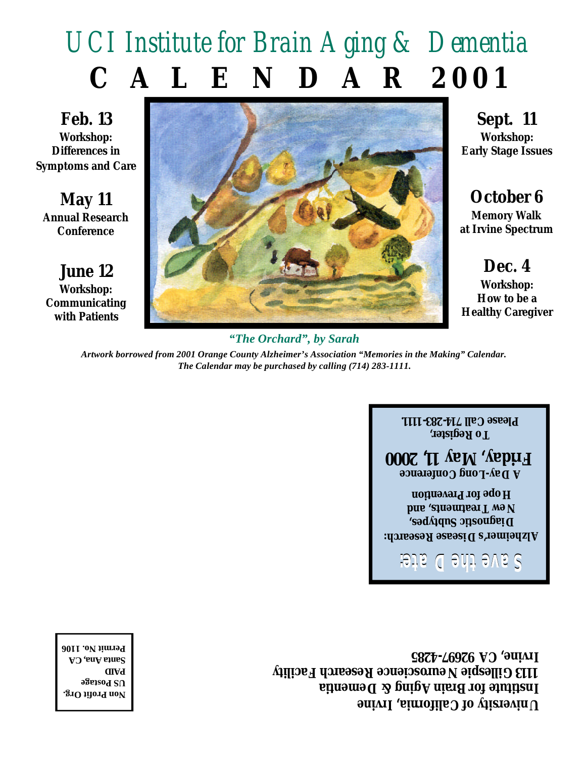# UCI Institute for Brain Aging & Dementia

# CALENDAR 2001

**Feb. 13**
**Workshop: Differences in Symptoms and Care**

**May 11**
**Annual Research Conference**

**June 12**
**Workshop: Communicating with Patients**

**Sept. 11**
**Workshop: Early Stage Issues**

**October 6**
**Memory Walk at Irvine Spectrum**

**Dec. 4**
**Workshop: How to be a Healthy Caregiver**

***"The Orchard", by Sarah***

***Artwork borrowed from 2001 Orange County Alzheimer's Association "Memories in the Making" Calendar. The Calendar may be purchased by calling (714) 283-1111.***

**Save the Date!**

**Alzheimer's Disease Research: Diagnostic Subtypes, New Treatments, and Hope for Prevention**

**A Day-Long Conference**

**Friday, May 11, 2000**

**To Register, Please Call 714-283-1111**

**University of California, Irvine**
**Institute for Brain Aging & Dementia**
**1113 Gillespie Neuroscience Research Facility**
**Irvine, CA 92697-4285**

**Non Profit Org.**
**US Postage**
**PAID**
**Santa Ana, CA**
**Permit No. 1106**